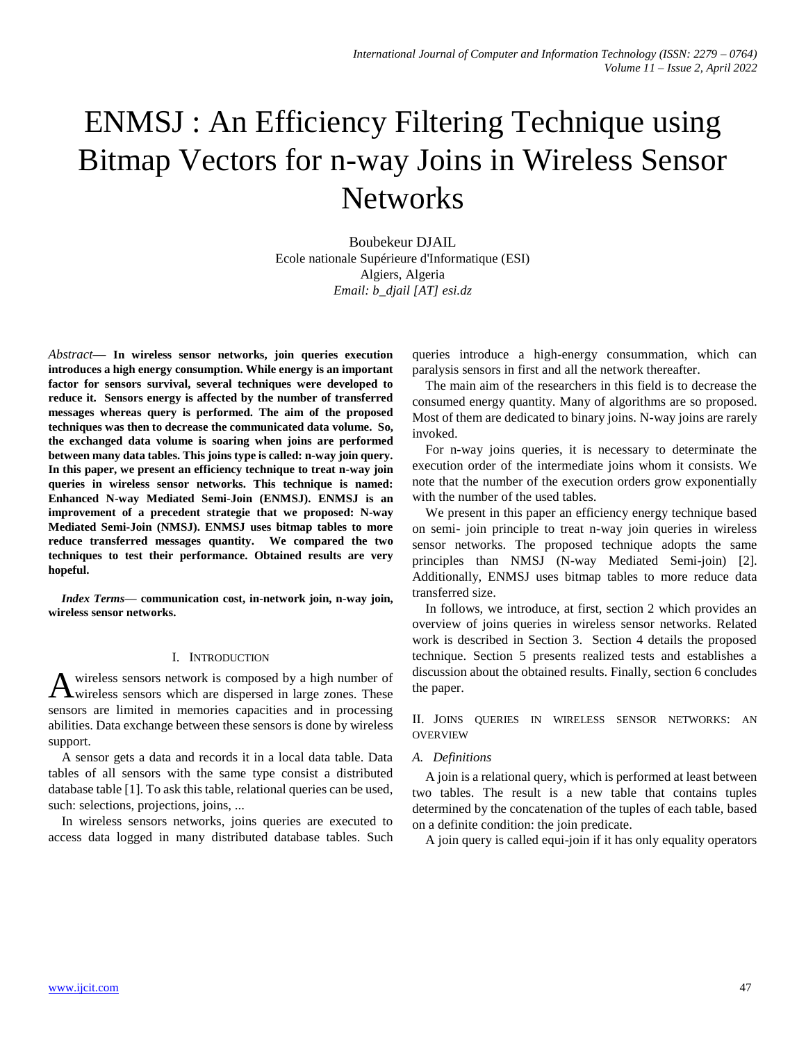# ENMSJ : An Efficiency Filtering Technique using Bitmap Vectors for n-way Joins in Wireless Sensor Networks

Boubekeur DJAIL
Ecole nationale Supérieure d'Informatique (ESI)
Algiers, Algeria
*Email: b_djail [AT] esi.dz*

*Abstract*— **In wireless sensor networks, join queries execution introduces a high energy consumption. While energy is an important factor for sensors survival, several techniques were developed to reduce it. Sensors energy is affected by the number of transferred messages whereas query is performed. The aim of the proposed techniques was then to decrease the communicated data volume. So, the exchanged data volume is soaring when joins are performed between many data tables. This joins type is called: n-way join query. In this paper, we present an efficiency technique to treat n-way join queries in wireless sensor networks. This technique is named: Enhanced N-way Mediated Semi-Join (ENMSJ). ENMSJ is an improvement of a precedent strategie that we proposed: N-way Mediated Semi-Join (NMSJ). ENMSJ uses bitmap tables to more reduce transferred messages quantity. We compared the two techniques to test their performance. Obtained results are very hopeful.**

*Index Terms*— **communication cost, in-network join, n-way join, wireless sensor networks.**

## I. Introduction

A wireless sensors network is composed by a high number of wireless sensors which are dispersed in large zones. These sensors are limited in memories capacities and in processing abilities. Data exchange between these sensors is done by wireless support.

A sensor gets a data and records it in a local data table. Data tables of all sensors with the same type consist a distributed database table [1]. To ask this table, relational queries can be used, such: selections, projections, joins, ...

In wireless sensors networks, joins queries are executed to access data logged in many distributed database tables. Such queries introduce a high-energy consummation, which can paralysis sensors in first and all the network thereafter.

The main aim of the researchers in this field is to decrease the consumed energy quantity. Many of algorithms are so proposed. Most of them are dedicated to binary joins. N-way joins are rarely invoked.

For n-way joins queries, it is necessary to determinate the execution order of the intermediate joins whom it consists. We note that the number of the execution orders grow exponentially with the number of the used tables.

We present in this paper an efficiency energy technique based on semi- join principle to treat n-way join queries in wireless sensor networks. The proposed technique adopts the same principles than NMSJ (N-way Mediated Semi-join) [2]. Additionally, ENMSJ uses bitmap tables to more reduce data transferred size.

In follows, we introduce, at first, section 2 which provides an overview of joins queries in wireless sensor networks. Related work is described in Section 3. Section 4 details the proposed technique. Section 5 presents realized tests and establishes a discussion about the obtained results. Finally, section 6 concludes the paper.

## II. Joins Queries in Wireless Sensor Networks: An Overview

### A. Definitions

A join is a relational query, which is performed at least between two tables. The result is a new table that contains tuples determined by the concatenation of the tuples of each table, based on a definite condition: the join predicate.

A join query is called equi-join if it has only equality operators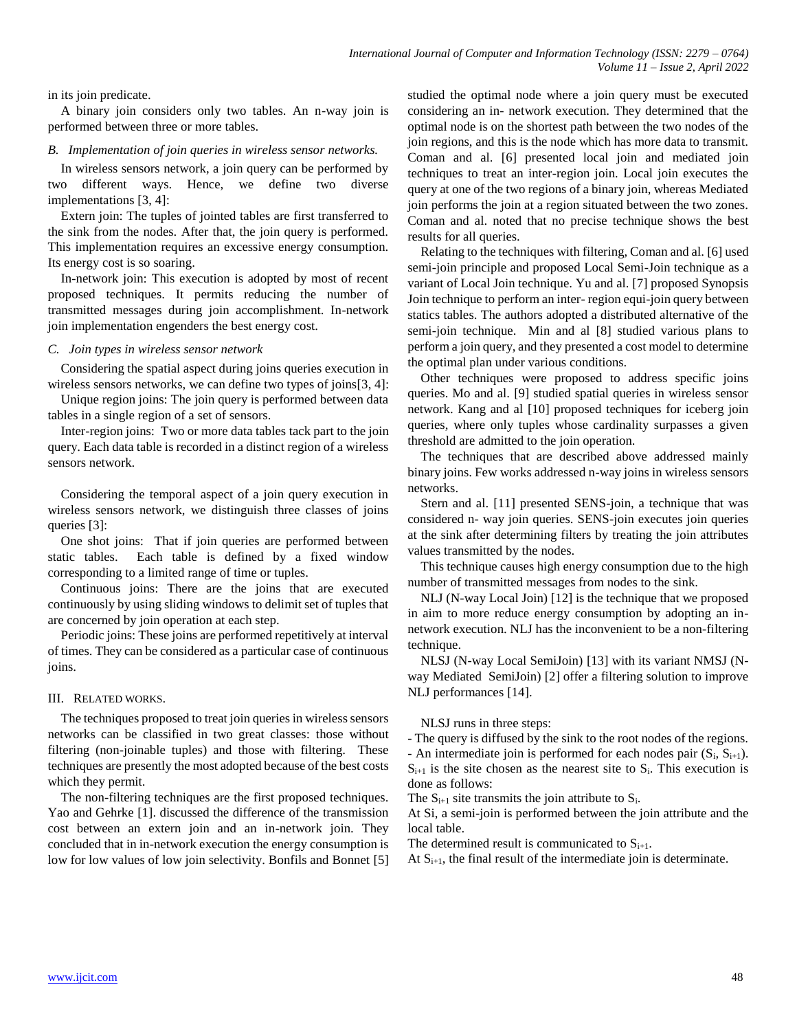in its join predicate.

A binary join considers only two tables. An n-way join is performed between three or more tables.

### B. Implementation of join queries in wireless sensor networks.

In wireless sensors network, a join query can be performed by two different ways. Hence, we define two diverse implementations [3, 4]:

Extern join: The tuples of jointed tables are first transferred to the sink from the nodes. After that, the join query is performed. This implementation requires an excessive energy consumption. Its energy cost is so soaring.

In-network join: This execution is adopted by most of recent proposed techniques. It permits reducing the number of transmitted messages during join accomplishment. In-network join implementation engenders the best energy cost.

### C. Join types in wireless sensor network

Considering the spatial aspect during joins queries execution in wireless sensors networks, we can define two types of joins[3, 4]:

Unique region joins: The join query is performed between data tables in a single region of a set of sensors.

Inter-region joins: Two or more data tables tack part to the join query. Each data table is recorded in a distinct region of a wireless sensors network.

Considering the temporal aspect of a join query execution in wireless sensors network, we distinguish three classes of joins queries [3]:

One shot joins: That if join queries are performed between static tables. Each table is defined by a fixed window corresponding to a limited range of time or tuples.

Continuous joins: There are the joins that are executed continuously by using sliding windows to delimit set of tuples that are concerned by join operation at each step.

Periodic joins: These joins are performed repetitively at interval of times. They can be considered as a particular case of continuous joins.

## III. Related works.

The techniques proposed to treat join queries in wireless sensors networks can be classified in two great classes: those without filtering (non-joinable tuples) and those with filtering. These techniques are presently the most adopted because of the best costs which they permit.

The non-filtering techniques are the first proposed techniques. Yao and Gehrke [1]. discussed the difference of the transmission cost between an extern join and an in-network join. They concluded that in in-network execution the energy consumption is low for low values of low join selectivity. Bonfils and Bonnet [5] studied the optimal node where a join query must be executed considering an in- network execution. They determined that the optimal node is on the shortest path between the two nodes of the join regions, and this is the node which has more data to transmit. Coman and al. [6] presented local join and mediated join techniques to treat an inter-region join. Local join executes the query at one of the two regions of a binary join, whereas Mediated join performs the join at a region situated between the two zones. Coman and al. noted that no precise technique shows the best results for all queries.

Relating to the techniques with filtering, Coman and al. [6] used semi-join principle and proposed Local Semi-Join technique as a variant of Local Join technique. Yu and al. [7] proposed Synopsis Join technique to perform an inter- region equi-join query between statics tables. The authors adopted a distributed alternative of the semi-join technique. Min and al [8] studied various plans to perform a join query, and they presented a cost model to determine the optimal plan under various conditions.

Other techniques were proposed to address specific joins queries. Mo and al. [9] studied spatial queries in wireless sensor network. Kang and al [10] proposed techniques for iceberg join queries, where only tuples whose cardinality surpasses a given threshold are admitted to the join operation.

The techniques that are described above addressed mainly binary joins. Few works addressed n-way joins in wireless sensors networks.

Stern and al. [11] presented SENS-join, a technique that was considered n- way join queries. SENS-join executes join queries at the sink after determining filters by treating the join attributes values transmitted by the nodes.

This technique causes high energy consumption due to the high number of transmitted messages from nodes to the sink.

NLJ (N-way Local Join) [12] is the technique that we proposed in aim to more reduce energy consumption by adopting an in-network execution. NLJ has the inconvenient to be a non-filtering technique.

NLSJ (N-way Local SemiJoin) [13] with its variant NMSJ (N-way Mediated SemiJoin) [2] offer a filtering solution to improve NLJ performances [14].

NLSJ runs in three steps:

- The query is diffused by the sink to the root nodes of the regions.
- An intermediate join is performed for each nodes pair ($S_i$, $S_{i+1}$). $S_{i+1}$ is the site chosen as the nearest site to $S_i$. This execution is done as follows:

The $S_{i+1}$ site transmits the join attribute to $S_i$.

At Si, a semi-join is performed between the join attribute and the local table.

The determined result is communicated to $S_{i+1}$.

At $S_{i+1}$, the final result of the intermediate join is determinate.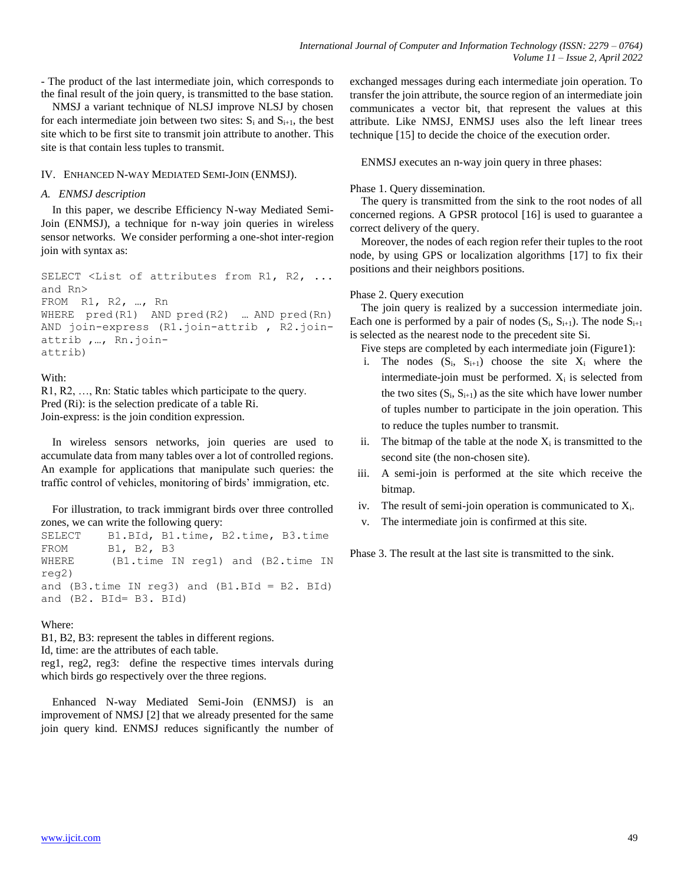- The product of the last intermediate join, which corresponds to the final result of the join query, is transmitted to the base station.

NMSJ a variant technique of NLSJ improve NLSJ by chosen for each intermediate join between two sites: $S_i$ and $S_{i+1}$, the best site which to be first site to transmit join attribute to another. This site is that contain less tuples to transmit.

## IV. Enhanced N-way Mediated Semi-Join (ENMSJ).

### *A. ENMSJ description*

In this paper, we describe Efficiency N-way Mediated Semi-Join (ENMSJ), a technique for n-way join queries in wireless sensor networks. We consider performing a one-shot inter-region join with syntax as:

```
SELECT <List of attributes from R1, R2, ...
and Rn>
FROM  R1, R2, …, Rn
WHERE  pred(R1)  AND pred(R2)  … AND pred(Rn)
AND join-express (R1.join-attrib , R2.join-
attrib ,…, Rn.join-
attrib)
```

With:

R1, R2, …, Rn: Static tables which participate to the query.
Pred (Ri): is the selection predicate of a table Ri.
Join-express: is the join condition expression.

In wireless sensors networks, join queries are used to accumulate data from many tables over a lot of controlled regions. An example for applications that manipulate such queries: the traffic control of vehicles, monitoring of birds' immigration, etc.

For illustration, to track immigrant birds over three controlled zones, we can write the following query:

```
SELECT     B1.BId, B1.time, B2.time, B3.time
FROM       B1, B2, B3
WHERE      (B1.time IN reg1) and (B2.time IN
reg2)
and (B3.time IN reg3) and (B1.BId = B2. BId)
and (B2. BId= B3. BId)
```

Where:

B1, B2, B3: represent the tables in different regions.
Id, time: are the attributes of each table.
reg1, reg2, reg3: define the respective times intervals during which birds go respectively over the three regions.

Enhanced N-way Mediated Semi-Join (ENMSJ) is an improvement of NMSJ [2] that we already presented for the same join query kind. ENMSJ reduces significantly the number of exchanged messages during each intermediate join operation. To transfer the join attribute, the source region of an intermediate join communicates a vector bit, that represent the values at this attribute. Like NMSJ, ENMSJ uses also the left linear trees technique [15] to decide the choice of the execution order.

ENMSJ executes an n-way join query in three phases:

Phase 1. Query dissemination.

The query is transmitted from the sink to the root nodes of all concerned regions. A GPSR protocol [16] is used to guarantee a correct delivery of the query.

Moreover, the nodes of each region refer their tuples to the root node, by using GPS or localization algorithms [17] to fix their positions and their neighbors positions.

Phase 2. Query execution

The join query is realized by a succession intermediate join. Each one is performed by a pair of nodes ($S_i$, $S_{i+1}$). The node $S_{i+1}$ is selected as the nearest node to the precedent site Si.

Five steps are completed by each intermediate join (Figure1):

i. The nodes ($S_i$, $S_{i+1}$) choose the site $X_i$ where the intermediate-join must be performed. $X_i$ is selected from the two sites ($S_i$, $S_{i+1}$) as the site which have lower number of tuples number to participate in the join operation. This to reduce the tuples number to transmit.
ii. The bitmap of the table at the node $X_i$ is transmitted to the second site (the non-chosen site).
iii. A semi-join is performed at the site which receive the bitmap.
iv. The result of semi-join operation is communicated to $X_i$.
v. The intermediate join is confirmed at this site.

Phase 3. The result at the last site is transmitted to the sink.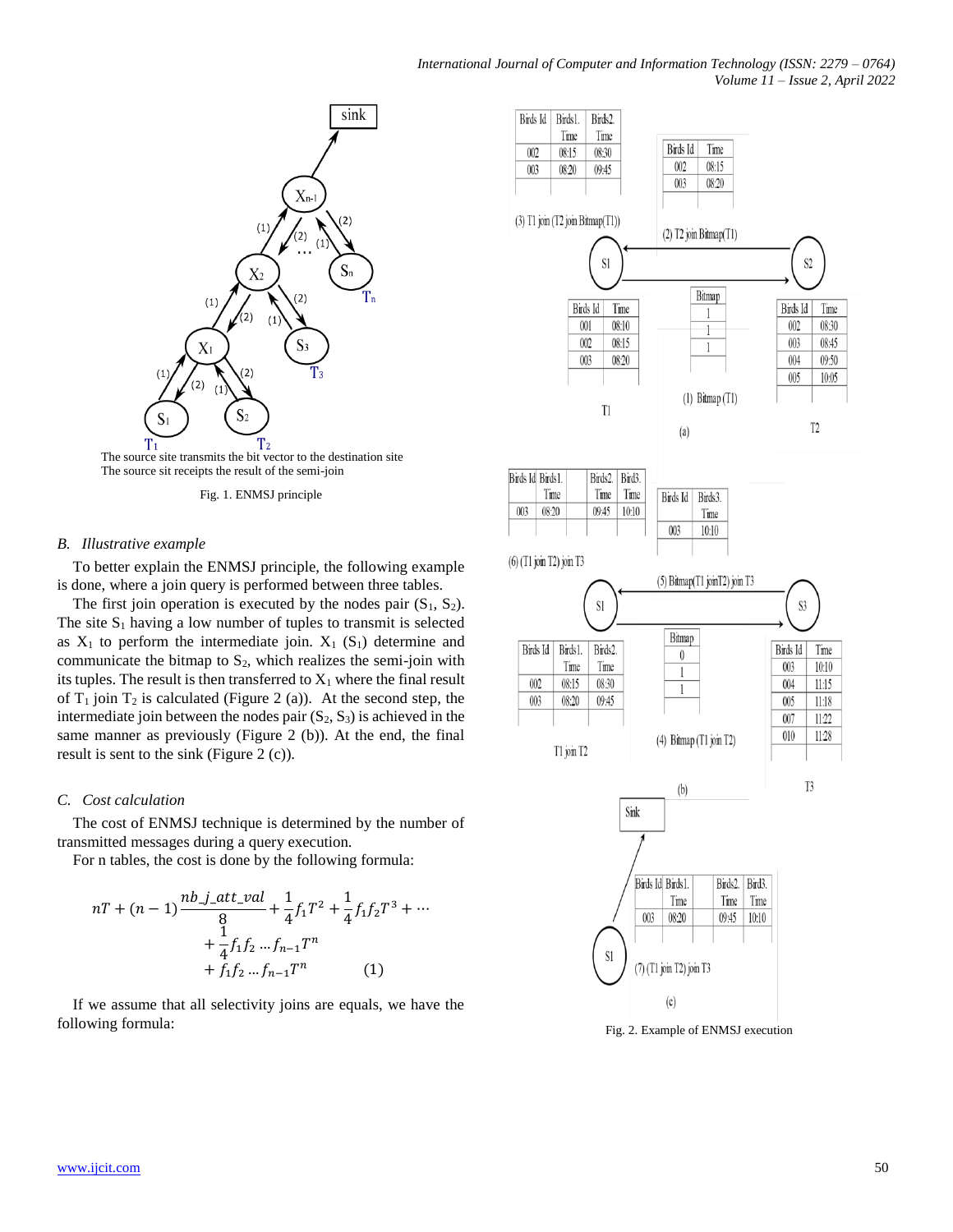The source site transmits the bit vector to the destination site
The source sit receipts the result of the semi-join

Fig. 1. ENMSJ principle

### *B. Illustrative example*

To better explain the ENMSJ principle, the following example is done, where a join query is performed between three tables.

The first join operation is executed by the nodes pair ($S_1$, $S_2$). The site $S_1$ having a low number of tuples to transmit is selected as $X_1$ to perform the intermediate join. $X_1$ ($S_1$) determine and communicate the bitmap to $S_2$, which realizes the semi-join with its tuples. The result is then transferred to $X_1$ where the final result of $T_1$ join $T_2$ is calculated (Figure 2 (a)). At the second step, the intermediate join between the nodes pair ($S_2$, $S_3$) is achieved in the same manner as previously (Figure 2 (b)). At the end, the final result is sent to the sink (Figure 2 (c)).

### *C. Cost calculation*

The cost of ENMSJ technique is determined by the number of transmitted messages during a query execution.

For n tables, the cost is done by the following formula:

$$nT + (n-1)\frac{nb\_j\_att\_val}{8} + \frac{1}{4}f_1T^2 + \frac{1}{4}f_1f_2T^3 + \cdots + \frac{1}{4}f_1f_2 \dots f_{n-1}T^n + f_1f_2 \dots f_{n-1}T^n \qquad (1)$$

If we assume that all selectivity joins are equals, we have the following formula:

Fig. 2. Example of ENMSJ execution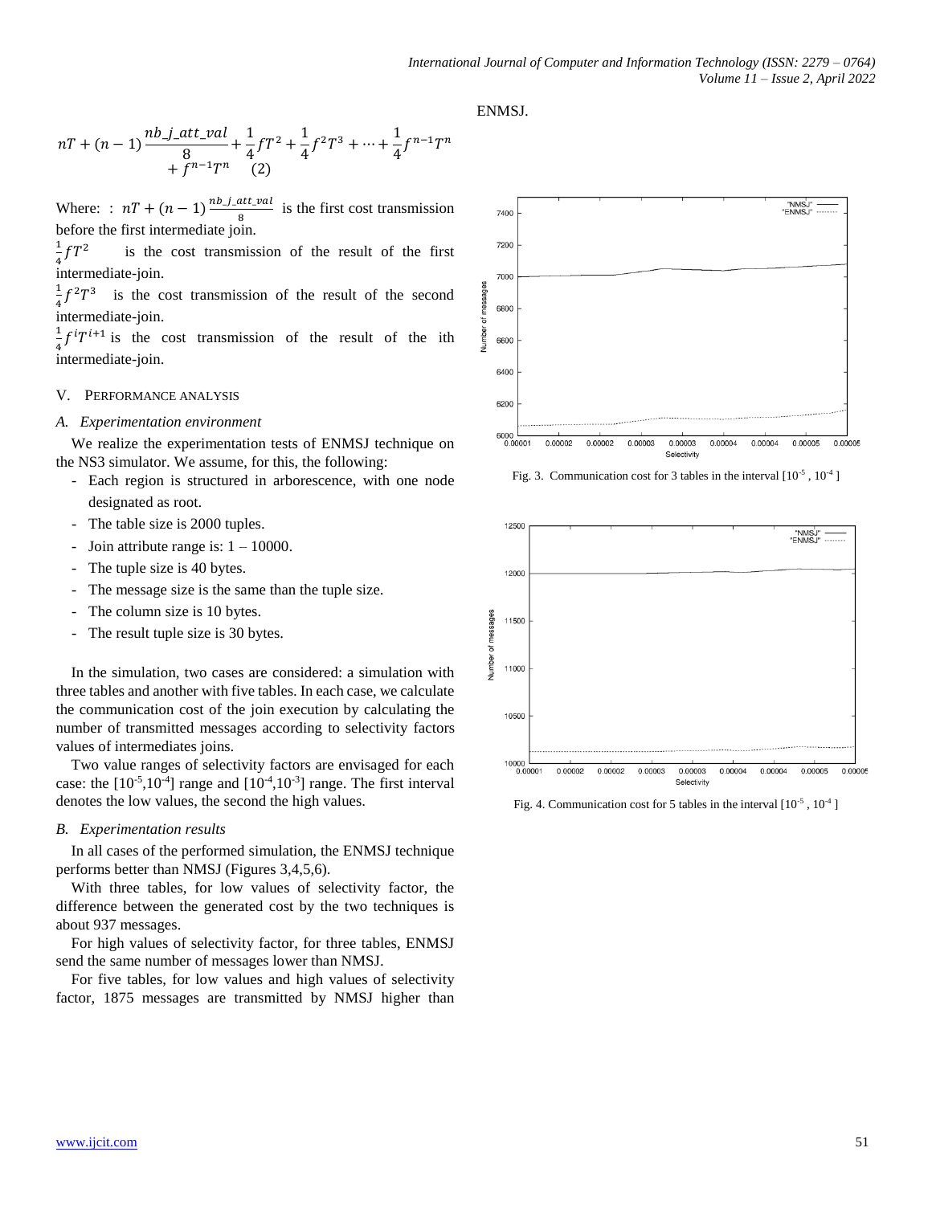$$nT + (n-1)\frac{nb\_j\_att\_val}{8} + \frac{1}{4}fT^2 + \frac{1}{4}f^2T^3 + \cdots + \frac{1}{4}f^{n-1}T^n + f^{n-1}T^n \quad (2)$$

Where: : $nT + (n-1)\frac{nb\_j\_att\_val}{8}$ is the first cost transmission before the first intermediate join.

$\frac{1}{4}fT^2$ is the cost transmission of the result of the first intermediate-join.

$\frac{1}{4}f^2T^3$ is the cost transmission of the result of the second intermediate-join.

$\frac{1}{4}f^iT^{i+1}$ is the cost transmission of the result of the ith intermediate-join.

## V. PERFORMANCE ANALYSIS

### A. Experimentation environment

We realize the experimentation tests of ENMSJ technique on the NS3 simulator. We assume, for this, the following:

- Each region is structured in arborescence, with one node designated as root.
- The table size is 2000 tuples.
- Join attribute range is: 1 – 10000.
- The tuple size is 40 bytes.
- The message size is the same than the tuple size.
- The column size is 10 bytes.
- The result tuple size is 30 bytes.

In the simulation, two cases are considered: a simulation with three tables and another with five tables. In each case, we calculate the communication cost of the join execution by calculating the number of transmitted messages according to selectivity factors values of intermediates joins.

Two value ranges of selectivity factors are envisaged for each case: the [$10^{-5}$,$10^{-4}$] range and [$10^{-4}$,$10^{-3}$] range. The first interval denotes the low values, the second the high values.

### B. Experimentation results

In all cases of the performed simulation, the ENMSJ technique performs better than NMSJ (Figures 3,4,5,6).

With three tables, for low values of selectivity factor, the difference between the generated cost by the two techniques is about 937 messages.

For high values of selectivity factor, for three tables, ENMSJ send the same number of messages lower than NMSJ.

For five tables, for low values and high values of selectivity factor, 1875 messages are transmitted by NMSJ higher than ENMSJ.

Fig. 3. Communication cost for 3 tables in the interval [$10^{-5}$ , $10^{-4}$ ]

Fig. 4. Communication cost for 5 tables in the interval [$10^{-5}$ , $10^{-4}$ ]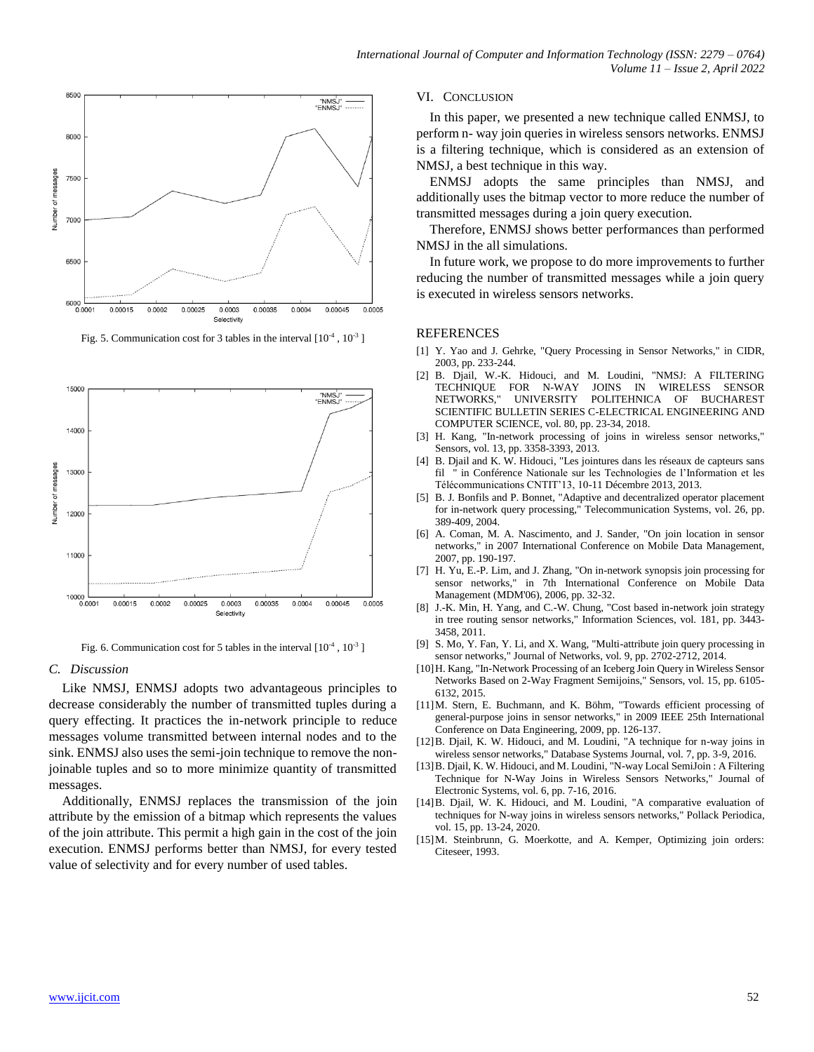Fig. 5. Communication cost for 3 tables in the interval [$10^{-4}$ , $10^{-3}$ ]

Fig. 6. Communication cost for 5 tables in the interval [$10^{-4}$ , $10^{-3}$ ]

### *C. Discussion*

Like NMSJ, ENMSJ adopts two advantageous principles to decrease considerably the number of transmitted tuples during a query effecting. It practices the in-network principle to reduce messages volume transmitted between internal nodes and to the sink. ENMSJ also uses the semi-join technique to remove the non-joinable tuples and so to more minimize quantity of transmitted messages.

Additionally, ENMSJ replaces the transmission of the join attribute by the emission of a bitmap which represents the values of the join attribute. This permit a high gain in the cost of the join execution. ENMSJ performs better than NMSJ, for every tested value of selectivity and for every number of used tables.

## VI. CONCLUSION

In this paper, we presented a new technique called ENMSJ, to perform n- way join queries in wireless sensors networks. ENMSJ is a filtering technique, which is considered as an extension of NMSJ, a best technique in this way.

ENMSJ adopts the same principles than NMSJ, and additionally uses the bitmap vector to more reduce the number of transmitted messages during a join query execution.

Therefore, ENMSJ shows better performances than performed NMSJ in the all simulations.

In future work, we propose to do more improvements to further reducing the number of transmitted messages while a join query is executed in wireless sensors networks.

## REFERENCES

[1] Y. Yao and J. Gehrke, "Query Processing in Sensor Networks," in CIDR, 2003, pp. 233-244.

[2] B. Djail, W.-K. Hidouci, and M. Loudini, "NMSJ: A FILTERING TECHNIQUE FOR N-WAY JOINS IN WIRELESS SENSOR NETWORKS," UNIVERSITY POLITEHNICA OF BUCHAREST SCIENTIFIC BULLETIN SERIES C-ELECTRICAL ENGINEERING AND COMPUTER SCIENCE, vol. 80, pp. 23-34, 2018.

[3] H. Kang, "In-network processing of joins in wireless sensor networks," Sensors, vol. 13, pp. 3358-3393, 2013.

[4] B. Djail and K. W. Hidouci, "Les jointures dans les réseaux de capteurs sans fil " in Conférence Nationale sur les Technologies de l'Information et les Télécommunications CNTIT'13, 10-11 Décembre 2013, 2013.

[5] B. J. Bonfils and P. Bonnet, "Adaptive and decentralized operator placement for in-network query processing," Telecommunication Systems, vol. 26, pp. 389-409, 2004.

[6] A. Coman, M. A. Nascimento, and J. Sander, "On join location in sensor networks," in 2007 International Conference on Mobile Data Management, 2007, pp. 190-197.

[7] H. Yu, E.-P. Lim, and J. Zhang, "On in-network synopsis join processing for sensor networks," in 7th International Conference on Mobile Data Management (MDM'06), 2006, pp. 32-32.

[8] J.-K. Min, H. Yang, and C.-W. Chung, "Cost based in-network join strategy in tree routing sensor networks," Information Sciences, vol. 181, pp. 3443-3458, 2011.

[9] S. Mo, Y. Fan, Y. Li, and X. Wang, "Multi-attribute join query processing in sensor networks," Journal of Networks, vol. 9, pp. 2702-2712, 2014.

[10] H. Kang, "In-Network Processing of an Iceberg Join Query in Wireless Sensor Networks Based on 2-Way Fragment Semijoins," Sensors, vol. 15, pp. 6105-6132, 2015.

[11] M. Stern, E. Buchmann, and K. Böhm, "Towards efficient processing of general-purpose joins in sensor networks," in 2009 IEEE 25th International Conference on Data Engineering, 2009, pp. 126-137.

[12] B. Djail, K. W. Hidouci, and M. Loudini, "A technique for n-way joins in wireless sensor networks," Database Systems Journal, vol. 7, pp. 3-9, 2016.

[13] B. Djail, K. W. Hidouci, and M. Loudini, "N-way Local SemiJoin : A Filtering Technique for N-Way Joins in Wireless Sensors Networks," Journal of Electronic Systems, vol. 6, pp. 7-16, 2016.

[14] B. Djail, W. K. Hidouci, and M. Loudini, "A comparative evaluation of techniques for N-way joins in wireless sensors networks," Pollack Periodica, vol. 15, pp. 13-24, 2020.

[15] M. Steinbrunn, G. Moerkotte, and A. Kemper, Optimizing join orders: Citeseer, 1993.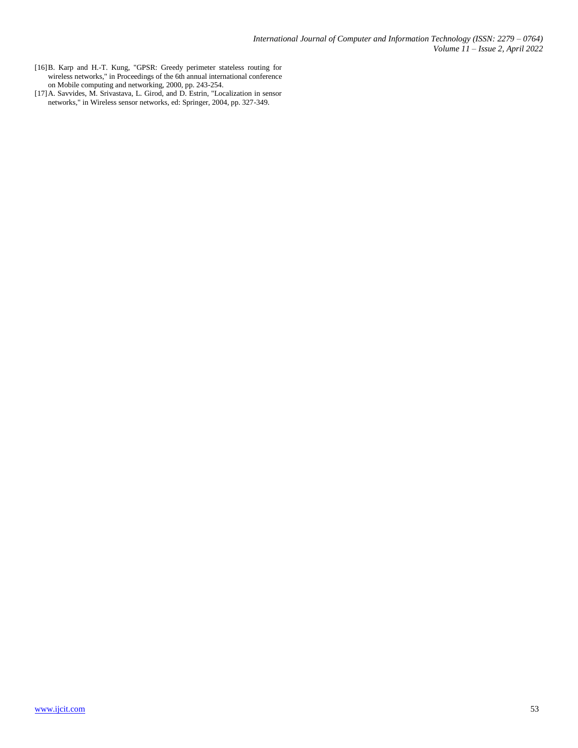[16] B. Karp and H.-T. Kung, "GPSR: Greedy perimeter stateless routing for wireless networks," in Proceedings of the 6th annual international conference on Mobile computing and networking, 2000, pp. 243-254.

[17] A. Savvides, M. Srivastava, L. Girod, and D. Estrin, "Localization in sensor networks," in Wireless sensor networks, ed: Springer, 2004, pp. 327-349.